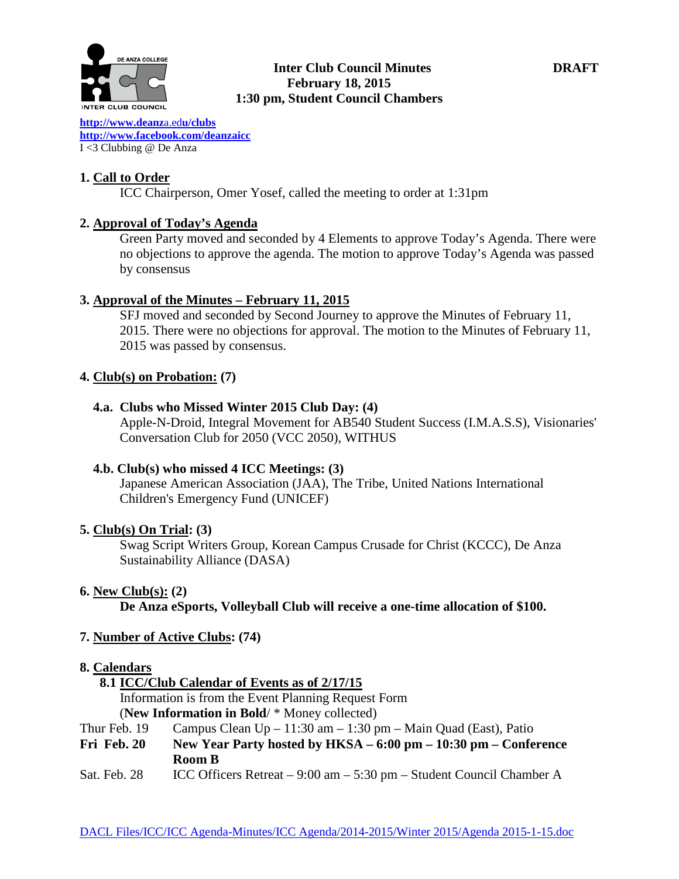**Inter Club Council Minutes** **DRAFT**
**February 18, 2015**
**1:30 pm, Student Council Chambers**

DE ANZA COLLEGE
INTER CLUB COUNCIL

**http://www.deanza.edu/clubs**
**http://www.facebook.com/deanzaicc**
I <3 Clubbing @ De Anza

## 1. Call to Order

ICC Chairperson, Omer Yosef, called the meeting to order at 1:31pm

## 2. Approval of Today's Agenda

Green Party moved and seconded by 4 Elements to approve Today's Agenda. There were no objections to approve the agenda. The motion to approve Today's Agenda was passed by consensus

## 3. Approval of the Minutes – February 11, 2015

SFJ moved and seconded by Second Journey to approve the Minutes of February 11, 2015. There were no objections for approval. The motion to the Minutes of February 11, 2015 was passed by consensus.

## 4. Club(s) on Probation: (7)

### 4.a. Clubs who Missed Winter 2015 Club Day: (4)

Apple-N-Droid, Integral Movement for AB540 Student Success (I.M.A.S.S), Visionaries' Conversation Club for 2050 (VCC 2050), WITHUS

### 4.b. Club(s) who missed 4 ICC Meetings: (3)

Japanese American Association (JAA), The Tribe, United Nations International Children's Emergency Fund (UNICEF)

## 5. Club(s) On Trial: (3)

Swag Script Writers Group, Korean Campus Crusade for Christ (KCCC), De Anza Sustainability Alliance (DASA)

## 6. New Club(s): (2)

**De Anza eSports, Volleyball Club will receive a one-time allocation of $100.**

## 7. Number of Active Clubs: (74)

## 8. Calendars

### 8.1 ICC/Club Calendar of Events as of 2/17/15

Information is from the Event Planning Request Form
(**New Information in Bold**/ * Money collected)

Thur Feb. 19 — Campus Clean Up – 11:30 am – 1:30 pm – Main Quad (East), Patio
**Fri Feb. 20 — New Year Party hosted by HKSA – 6:00 pm – 10:30 pm – Conference Room B**
Sat. Feb. 28 — ICC Officers Retreat – 9:00 am – 5:30 pm – Student Council Chamber A

DACL Files/ICC/ICC Agenda-Minutes/ICC Agenda/2014-2015/Winter 2015/Agenda 2015-1-15.doc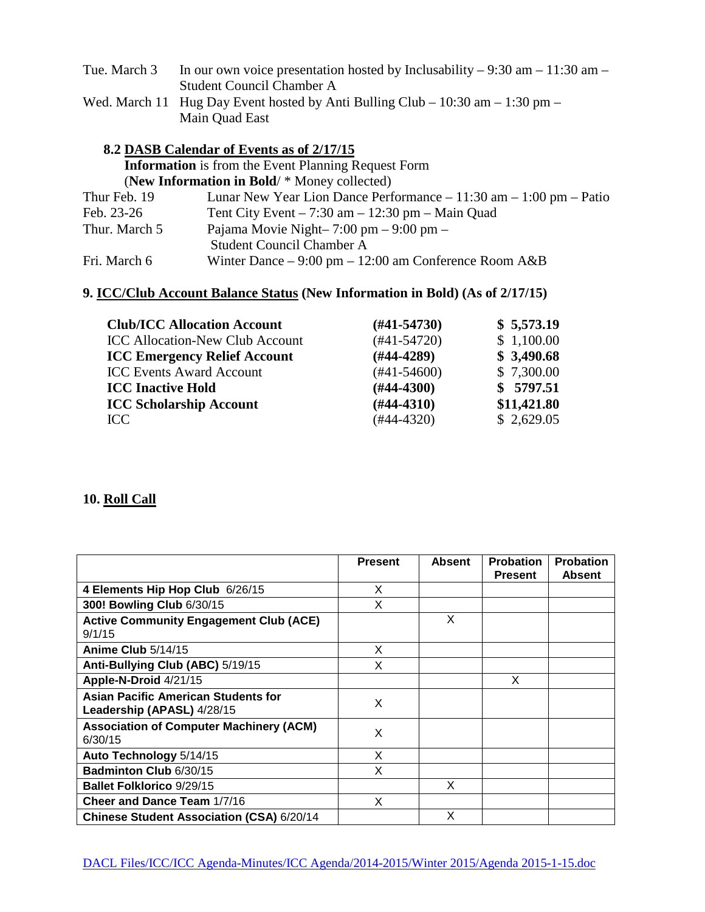Tue. March 3 In our own voice presentation hosted by Inclusability – 9:30 am – 11:30 am – Student Council Chamber A

Wed. March 11 Hug Day Event hosted by Anti Bulling Club – 10:30 am – 1:30 pm – Main Quad East

### 8.2 DASB Calendar of Events as of 2/17/15

**Information** is from the Event Planning Request Form
(**New Information in Bold**/ * Money collected)

Thur Feb. 19 Lunar New Year Lion Dance Performance – 11:30 am – 1:00 pm – Patio

Feb. 23-26 Tent City Event – 7:30 am – 12:30 pm – Main Quad

Thur. March 5 Pajama Movie Night– 7:00 pm – 9:00 pm – Student Council Chamber A

Fri. March 6 Winter Dance – 9:00 pm – 12:00 am Conference Room A&B

## 9. ICC/Club Account Balance Status (New Information in Bold) (As of 2/17/15)

| | | |
|---|---|---|
| **Club/ICC Allocation Account** | **(#41-54730)** | **$ 5,573.19** |
| ICC Allocation-New Club Account | (#41-54720) | $ 1,100.00 |
| **ICC Emergency Relief Account** | **(#44-4289)** | **$ 3,490.68** |
| ICC Events Award Account | (#41-54600) | $ 7,300.00 |
| **ICC Inactive Hold** | **(#44-4300)** | **$ 5797.51** |
| **ICC Scholarship Account** | **(#44-4310)** | **$11,421.80** |
| ICC | (#44-4320) | $ 2,629.05 |

## 10. Roll Call

| | Present | Absent | Probation Present | Probation Absent |
|---|---|---|---|---|
| **4 Elements Hip Hop Club** 6/26/15 | X | | | |
| **300! Bowling Club** 6/30/15 | X | | | |
| **Active Community Engagement Club (ACE)** 9/1/15 | | X | | |
| **Anime Club** 5/14/15 | X | | | |
| **Anti-Bullying Club (ABC)** 5/19/15 | X | | | |
| **Apple-N-Droid** 4/21/15 | | | X | |
| **Asian Pacific American Students for Leadership (APASL)** 4/28/15 | X | | | |
| **Association of Computer Machinery (ACM)** 6/30/15 | X | | | |
| **Auto Technology** 5/14/15 | X | | | |
| **Badminton Club** 6/30/15 | X | | | |
| **Ballet Folklorico** 9/29/15 | | X | | |
| **Cheer and Dance Team** 1/7/16 | X | | | |
| **Chinese Student Association (CSA)** 6/20/14 | | X | | |

DACL Files/ICC/ICC Agenda-Minutes/ICC Agenda/2014-2015/Winter 2015/Agenda 2015-1-15.doc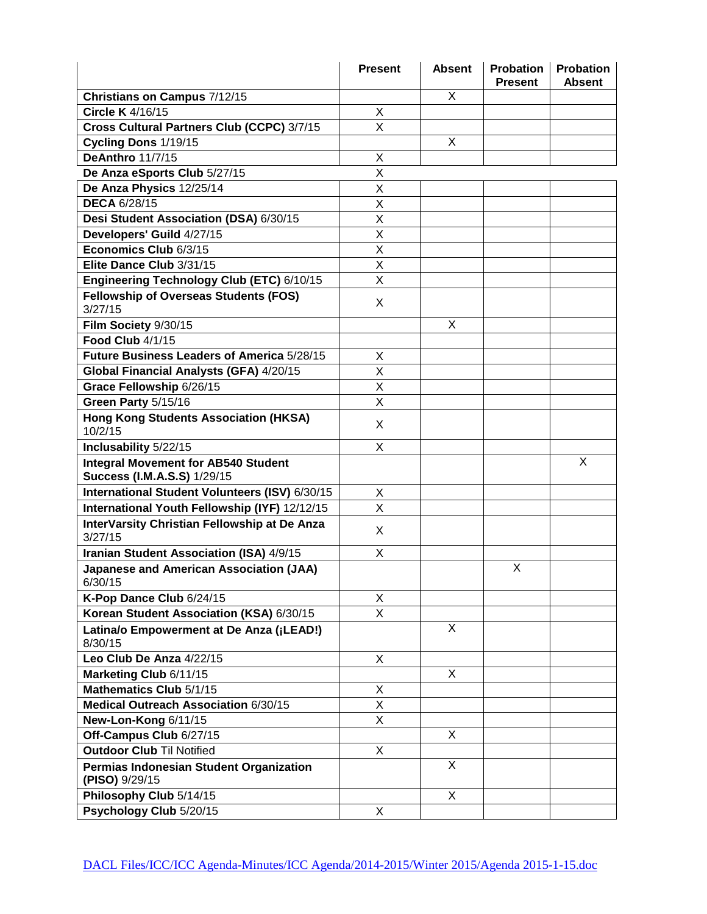| | Present | Absent | Probation Present | Probation Absent |
|---|---|---|---|---|
| **Christians on Campus** 7/12/15 | | X | | |
| **Circle K** 4/16/15 | X | | | |
| **Cross Cultural Partners Club (CCPC)** 3/7/15 | X | | | |
| **Cycling Dons** 1/19/15 | | X | | |
| **DeAnthro** 11/7/15 | X | | | |
| **De Anza eSports Club** 5/27/15 | X | | | |
| **De Anza Physics** 12/25/14 | X | | | |
| **DECA** 6/28/15 | X | | | |
| **Desi Student Association (DSA)** 6/30/15 | X | | | |
| **Developers' Guild** 4/27/15 | X | | | |
| **Economics Club** 6/3/15 | X | | | |
| **Elite Dance Club** 3/31/15 | X | | | |
| **Engineering Technology Club (ETC)** 6/10/15 | X | | | |
| **Fellowship of Overseas Students (FOS)** 3/27/15 | X | | | |
| **Film Society** 9/30/15 | | X | | |
| **Food Club** 4/1/15 | | | | |
| **Future Business Leaders of America** 5/28/15 | X | | | |
| **Global Financial Analysts (GFA)** 4/20/15 | X | | | |
| **Grace Fellowship** 6/26/15 | X | | | |
| **Green Party** 5/15/16 | X | | | |
| **Hong Kong Students Association (HKSA)** 10/2/15 | X | | | |
| **Inclusability** 5/22/15 | X | | | |
| **Integral Movement for AB540 Student Success (I.M.A.S.S)** 1/29/15 | | | | X |
| **International Student Volunteers (ISV)** 6/30/15 | X | | | |
| **International Youth Fellowship (IYF)** 12/12/15 | X | | | |
| **InterVarsity Christian Fellowship at De Anza** 3/27/15 | X | | | |
| **Iranian Student Association (ISA)** 4/9/15 | X | | | |
| **Japanese and American Association (JAA)** 6/30/15 | | | X | |
| **K-Pop Dance Club** 6/24/15 | X | | | |
| **Korean Student Association (KSA)** 6/30/15 | X | | | |
| **Latina/o Empowerment at De Anza (¡LEAD!)** 8/30/15 | | X | | |
| **Leo Club De Anza** 4/22/15 | X | | | |
| **Marketing Club** 6/11/15 | | X | | |
| **Mathematics Club** 5/1/15 | X | | | |
| **Medical Outreach Association** 6/30/15 | X | | | |
| **New-Lon-Kong** 6/11/15 | X | | | |
| **Off-Campus Club** 6/27/15 | | X | | |
| **Outdoor Club** Til Notified | X | | | |
| **Permias Indonesian Student Organization (PISO)** 9/29/15 | | X | | |
| **Philosophy Club** 5/14/15 | | X | | |
| **Psychology Club** 5/20/15 | X | | | |

DACL Files/ICC/ICC Agenda-Minutes/ICC Agenda/2014-2015/Winter 2015/Agenda 2015-1-15.doc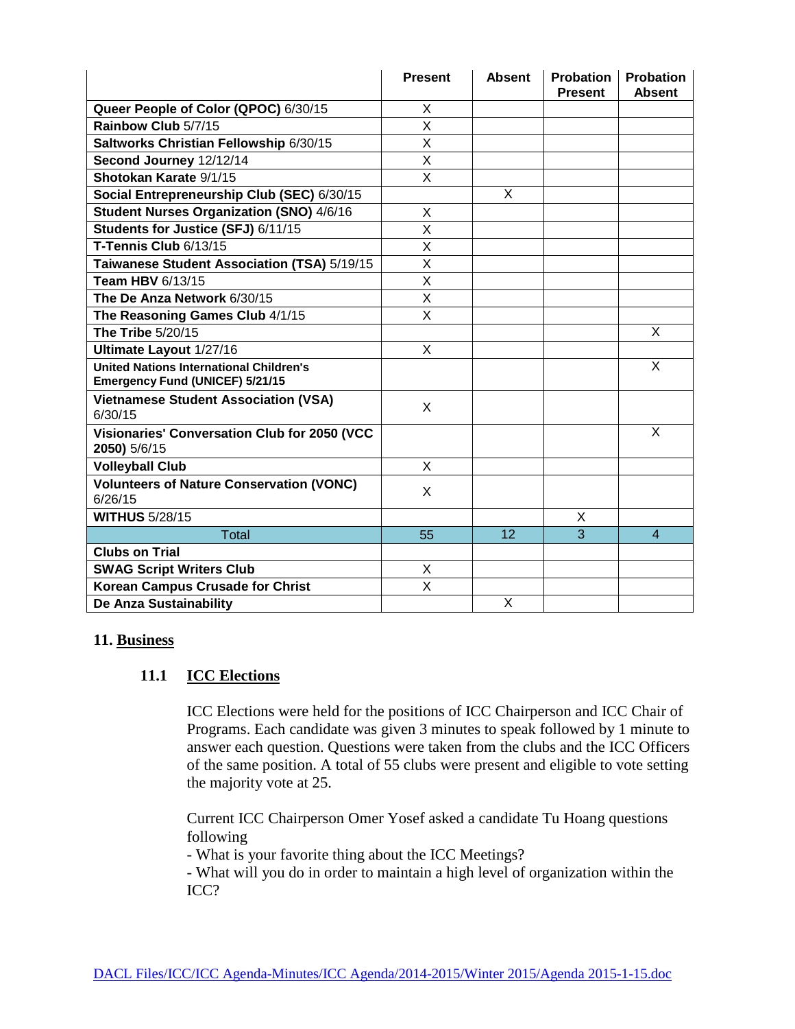| | Present | Absent | Probation Present | Probation Absent |
|---|---|---|---|---|
| **Queer People of Color (QPOC)** 6/30/15 | X | | | |
| **Rainbow Club** 5/7/15 | X | | | |
| **Saltworks Christian Fellowship** 6/30/15 | X | | | |
| **Second Journey** 12/12/14 | X | | | |
| **Shotokan Karate** 9/1/15 | X | | | |
| **Social Entrepreneurship Club (SEC)** 6/30/15 | | X | | |
| **Student Nurses Organization (SNO)** 4/6/16 | X | | | |
| **Students for Justice (SFJ)** 6/11/15 | X | | | |
| **T-Tennis Club** 6/13/15 | X | | | |
| **Taiwanese Student Association (TSA)** 5/19/15 | X | | | |
| **Team HBV** 6/13/15 | X | | | |
| **The De Anza Network** 6/30/15 | X | | | |
| **The Reasoning Games Club** 4/1/15 | X | | | |
| **The Tribe** 5/20/15 | | | | X |
| **Ultimate Layout** 1/27/16 | X | | | |
| **United Nations International Children's Emergency Fund (UNICEF) 5/21/15** | | | | X |
| **Vietnamese Student Association (VSA)** 6/30/15 | X | | | |
| **Visionaries' Conversation Club for 2050 (VCC 2050)** 5/6/15 | | | | X |
| **Volleyball Club** | X | | | |
| **Volunteers of Nature Conservation (VONC)** 6/26/15 | X | | | |
| **WITHUS** 5/28/15 | | | X | |
| Total | 55 | 12 | 3 | 4 |
| **Clubs on Trial** | | | | |
| **SWAG Script Writers Club** | X | | | |
| **Korean Campus Crusade for Christ** | X | | | |
| **De Anza Sustainability** | | X | | |

## 11. Business

### 11.1 ICC Elections

ICC Elections were held for the positions of ICC Chairperson and ICC Chair of Programs. Each candidate was given 3 minutes to speak followed by 1 minute to answer each question. Questions were taken from the clubs and the ICC Officers of the same position. A total of 55 clubs were present and eligible to vote setting the majority vote at 25.

Current ICC Chairperson Omer Yosef asked a candidate Tu Hoang questions following

- What is your favorite thing about the ICC Meetings?
- What will you do in order to maintain a high level of organization within the ICC?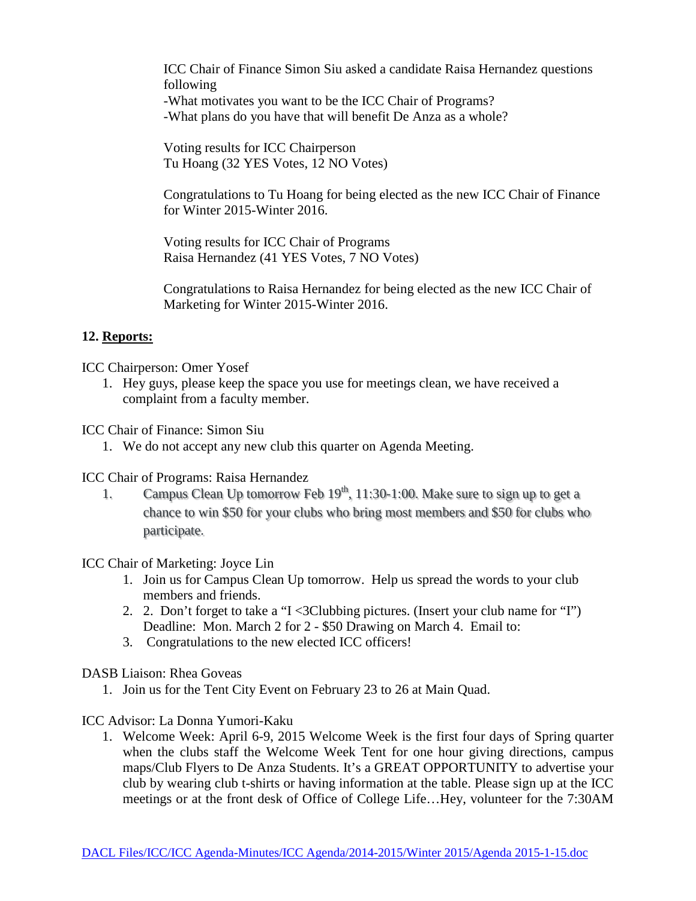ICC Chair of Finance Simon Siu asked a candidate Raisa Hernandez questions following
-What motivates you want to be the ICC Chair of Programs?
-What plans do you have that will benefit De Anza as a whole?

Voting results for ICC Chairperson
Tu Hoang (32 YES Votes, 12 NO Votes)

Congratulations to Tu Hoang for being elected as the new ICC Chair of Finance for Winter 2015-Winter 2016.

Voting results for ICC Chair of Programs
Raisa Hernandez (41 YES Votes, 7 NO Votes)

Congratulations to Raisa Hernandez for being elected as the new ICC Chair of Marketing for Winter 2015-Winter 2016.

**12. Reports:**

ICC Chairperson: Omer Yosef

1. Hey guys, please keep the space you use for meetings clean, we have received a complaint from a faculty member.

ICC Chair of Finance: Simon Siu

1. We do not accept any new club this quarter on Agenda Meeting.

ICC Chair of Programs: Raisa Hernandez

1. Campus Clean Up tomorrow Feb 19th, 11:30-1:00. Make sure to sign up to get a chance to win $50 for your clubs who bring most members and $50 for clubs who participate.

ICC Chair of Marketing: Joyce Lin

1. Join us for Campus Clean Up tomorrow. Help us spread the words to your club members and friends.
2. 2. Don't forget to take a "I <3Clubbing pictures. (Insert your club name for "I") Deadline: Mon. March 2 for 2 - $50 Drawing on March 4. Email to:
3. Congratulations to the new elected ICC officers!

DASB Liaison: Rhea Goveas

1. Join us for the Tent City Event on February 23 to 26 at Main Quad.

ICC Advisor: La Donna Yumori-Kaku

1. Welcome Week: April 6-9, 2015 Welcome Week is the first four days of Spring quarter when the clubs staff the Welcome Week Tent for one hour giving directions, campus maps/Club Flyers to De Anza Students. It's a GREAT OPPORTUNITY to advertise your club by wearing club t-shirts or having information at the table. Please sign up at the ICC meetings or at the front desk of Office of College Life…Hey, volunteer for the 7:30AM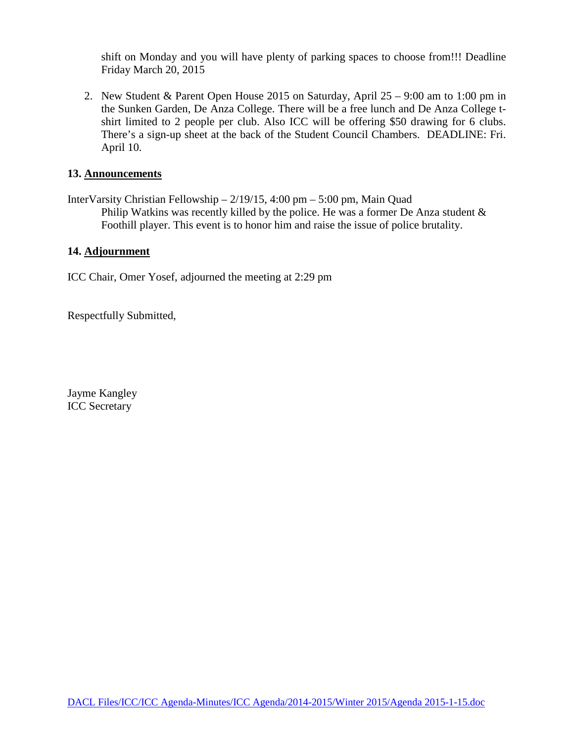shift on Monday and you will have plenty of parking spaces to choose from!!! Deadline Friday March 20, 2015

2. New Student & Parent Open House 2015 on Saturday, April 25 – 9:00 am to 1:00 pm in the Sunken Garden, De Anza College. There will be a free lunch and De Anza College t-shirt limited to 2 people per club. Also ICC will be offering $50 drawing for 6 clubs. There's a sign-up sheet at the back of the Student Council Chambers. DEADLINE: Fri. April 10.

**13. Announcements**

InterVarsity Christian Fellowship – 2/19/15, 4:00 pm – 5:00 pm, Main Quad

Philip Watkins was recently killed by the police. He was a former De Anza student & Foothill player. This event is to honor him and raise the issue of police brutality.

**14. Adjournment**

ICC Chair, Omer Yosef, adjourned the meeting at 2:29 pm

Respectfully Submitted,

Jayme Kangley
ICC Secretary

DACL Files/ICC/ICC Agenda-Minutes/ICC Agenda/2014-2015/Winter 2015/Agenda 2015-1-15.doc